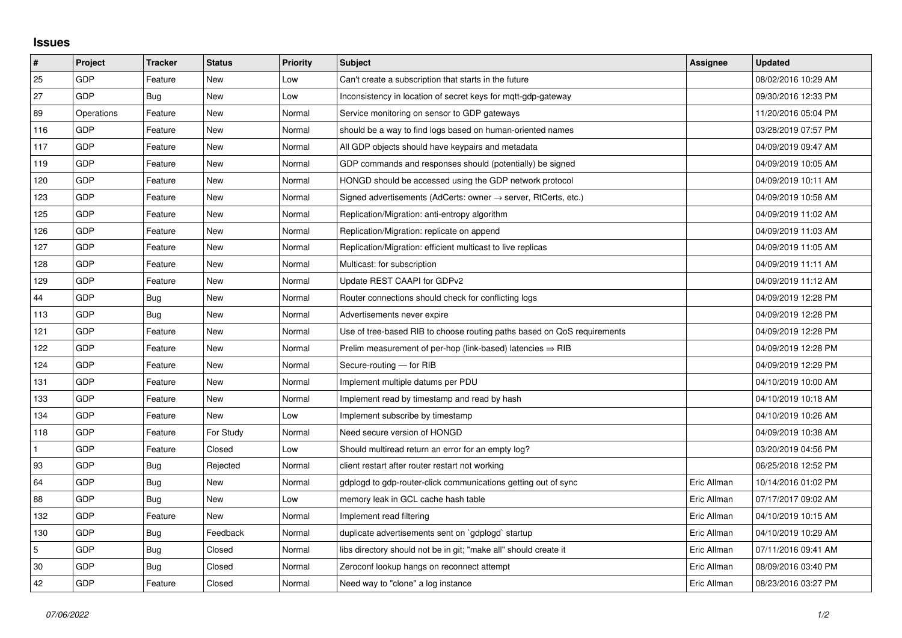## Issues

| # | Project | Tracker | Status | Priority | Subject | Assignee | Updated |
|---|---|---|---|---|---|---|---|
| 25 | GDP | Feature | New | Low | Can't create a subscription that starts in the future | | 08/02/2016 10:29 AM |
| 27 | GDP | Bug | New | Low | Inconsistency in location of secret keys for mqtt-gdp-gateway | | 09/30/2016 12:33 PM |
| 89 | Operations | Feature | New | Normal | Service monitoring on sensor to GDP gateways | | 11/20/2016 05:04 PM |
| 116 | GDP | Feature | New | Normal | should be a way to find logs based on human-oriented names | | 03/28/2019 07:57 PM |
| 117 | GDP | Feature | New | Normal | All GDP objects should have keypairs and metadata | | 04/09/2019 09:47 AM |
| 119 | GDP | Feature | New | Normal | GDP commands and responses should (potentially) be signed | | 04/09/2019 10:05 AM |
| 120 | GDP | Feature | New | Normal | HONGD should be accessed using the GDP network protocol | | 04/09/2019 10:11 AM |
| 123 | GDP | Feature | New | Normal | Signed advertisements (AdCerts: owner → server, RtCerts, etc.) | | 04/09/2019 10:58 AM |
| 125 | GDP | Feature | New | Normal | Replication/Migration: anti-entropy algorithm | | 04/09/2019 11:02 AM |
| 126 | GDP | Feature | New | Normal | Replication/Migration: replicate on append | | 04/09/2019 11:03 AM |
| 127 | GDP | Feature | New | Normal | Replication/Migration: efficient multicast to live replicas | | 04/09/2019 11:05 AM |
| 128 | GDP | Feature | New | Normal | Multicast: for subscription | | 04/09/2019 11:11 AM |
| 129 | GDP | Feature | New | Normal | Update REST CAAPI for GDPv2 | | 04/09/2019 11:12 AM |
| 44 | GDP | Bug | New | Normal | Router connections should check for conflicting logs | | 04/09/2019 12:28 PM |
| 113 | GDP | Bug | New | Normal | Advertisements never expire | | 04/09/2019 12:28 PM |
| 121 | GDP | Feature | New | Normal | Use of tree-based RIB to choose routing paths based on QoS requirements | | 04/09/2019 12:28 PM |
| 122 | GDP | Feature | New | Normal | Prelim measurement of per-hop (link-based) latencies ⇒ RIB | | 04/09/2019 12:28 PM |
| 124 | GDP | Feature | New | Normal | Secure-routing — for RIB | | 04/09/2019 12:29 PM |
| 131 | GDP | Feature | New | Normal | Implement multiple datums per PDU | | 04/10/2019 10:00 AM |
| 133 | GDP | Feature | New | Normal | Implement read by timestamp and read by hash | | 04/10/2019 10:18 AM |
| 134 | GDP | Feature | New | Low | Implement subscribe by timestamp | | 04/10/2019 10:26 AM |
| 118 | GDP | Feature | For Study | Normal | Need secure version of HONGD | | 04/09/2019 10:38 AM |
| 1 | GDP | Feature | Closed | Low | Should multiread return an error for an empty log? | | 03/20/2019 04:56 PM |
| 93 | GDP | Bug | Rejected | Normal | client restart after router restart not working | | 06/25/2018 12:52 PM |
| 64 | GDP | Bug | New | Normal | gdplogd to gdp-router-click communications getting out of sync | Eric Allman | 10/14/2016 01:02 PM |
| 88 | GDP | Bug | New | Low | memory leak in GCL cache hash table | Eric Allman | 07/17/2017 09:02 AM |
| 132 | GDP | Feature | New | Normal | Implement read filtering | Eric Allman | 04/10/2019 10:15 AM |
| 130 | GDP | Bug | Feedback | Normal | duplicate advertisements sent on `gdplogd` startup | Eric Allman | 04/10/2019 10:29 AM |
| 5 | GDP | Bug | Closed | Normal | libs directory should not be in git; "make all" should create it | Eric Allman | 07/11/2016 09:41 AM |
| 30 | GDP | Bug | Closed | Normal | Zeroconf lookup hangs on reconnect attempt | Eric Allman | 08/09/2016 03:40 PM |
| 42 | GDP | Feature | Closed | Normal | Need way to "clone" a log instance | Eric Allman | 08/23/2016 03:27 PM |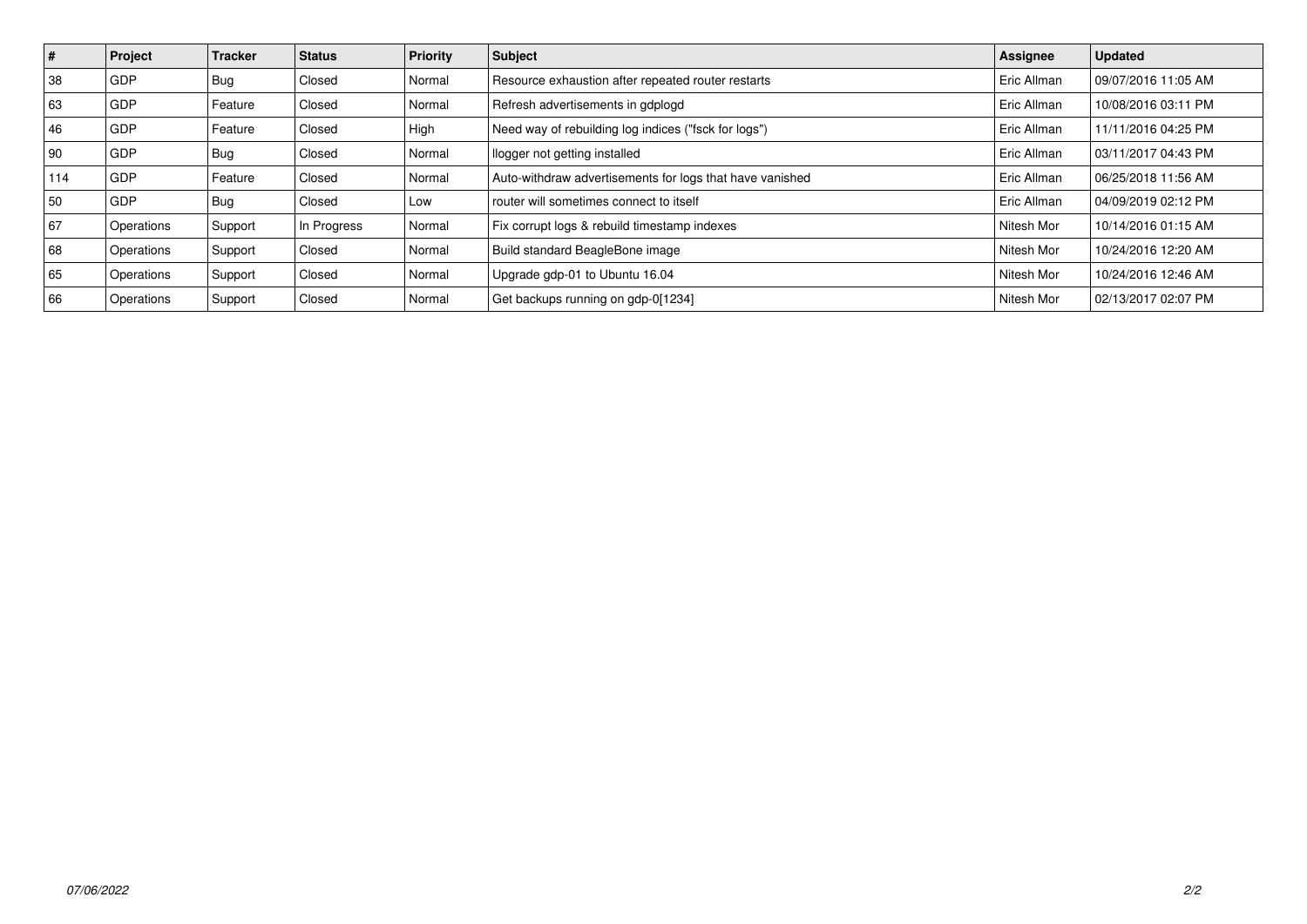| # | Project | Tracker | Status | Priority | Subject | Assignee | Updated |
|---|---|---|---|---|---|---|---|
| 38 | GDP | Bug | Closed | Normal | Resource exhaustion after repeated router restarts | Eric Allman | 09/07/2016 11:05 AM |
| 63 | GDP | Feature | Closed | Normal | Refresh advertisements in gdplogd | Eric Allman | 10/08/2016 03:11 PM |
| 46 | GDP | Feature | Closed | High | Need way of rebuilding log indices ("fsck for logs") | Eric Allman | 11/11/2016 04:25 PM |
| 90 | GDP | Bug | Closed | Normal | llogger not getting installed | Eric Allman | 03/11/2017 04:43 PM |
| 114 | GDP | Feature | Closed | Normal | Auto-withdraw advertisements for logs that have vanished | Eric Allman | 06/25/2018 11:56 AM |
| 50 | GDP | Bug | Closed | Low | router will sometimes connect to itself | Eric Allman | 04/09/2019 02:12 PM |
| 67 | Operations | Support | In Progress | Normal | Fix corrupt logs & rebuild timestamp indexes | Nitesh Mor | 10/14/2016 01:15 AM |
| 68 | Operations | Support | Closed | Normal | Build standard BeagleBone image | Nitesh Mor | 10/24/2016 12:20 AM |
| 65 | Operations | Support | Closed | Normal | Upgrade gdp-01 to Ubuntu 16.04 | Nitesh Mor | 10/24/2016 12:46 AM |
| 66 | Operations | Support | Closed | Normal | Get backups running on gdp-0[1234] | Nitesh Mor | 02/13/2017 02:07 PM |

*07/06/2022*